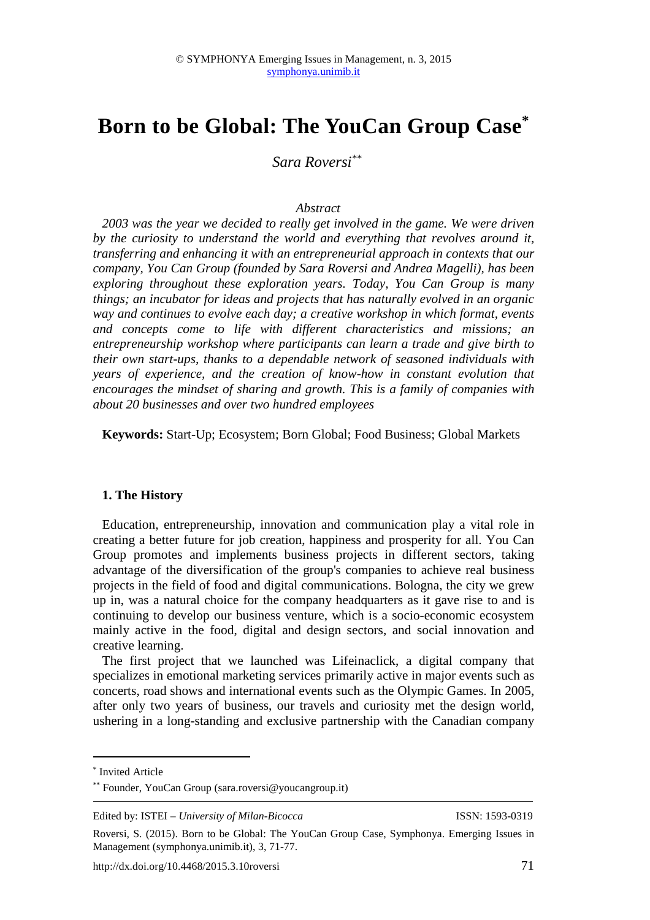# Born to be Global: The YouCan Group Case[*]

*Sara Roversi*[**]

*Abstract*

*2003 was the year we decided to really get involved in the game. We were driven by the curiosity to understand the world and everything that revolves around it, transferring and enhancing it with an entrepreneurial approach in contexts that our company, You Can Group (founded by Sara Roversi and Andrea Magelli), has been exploring throughout these exploration years. Today, You Can Group is many things; an incubator for ideas and projects that has naturally evolved in an organic way and continues to evolve each day; a creative workshop in which format, events and concepts come to life with different characteristics and missions; an entrepreneurship workshop where participants can learn a trade and give birth to their own start-ups, thanks to a dependable network of seasoned individuals with years of experience, and the creation of know-how in constant evolution that encourages the mindset of sharing and growth. This is a family of companies with about 20 businesses and over two hundred employees*

**Keywords:** Start-Up; Ecosystem; Born Global; Food Business; Global Markets

## 1. The History

Education, entrepreneurship, innovation and communication play a vital role in creating a better future for job creation, happiness and prosperity for all. You Can Group promotes and implements business projects in different sectors, taking advantage of the diversification of the group's companies to achieve real business projects in the field of food and digital communications. Bologna, the city we grew up in, was a natural choice for the company headquarters as it gave rise to and is continuing to develop our business venture, which is a socio-economic ecosystem mainly active in the food, digital and design sectors, and social innovation and creative learning.

The first project that we launched was Lifeinaclick, a digital company that specializes in emotional marketing services primarily active in major events such as concerts, road shows and international events such as the Olympic Games. In 2005, after only two years of business, our travels and curiosity met the design world, ushering in a long-standing and exclusive partnership with the Canadian company

[*] Invited Article

[**] Founder, YouCan Group (sara.roversi@youcangroup.it)

Edited by: ISTEI – *University of Milan-Bicocca* ISSN: 1593-0319

Roversi, S. (2015). Born to be Global: The YouCan Group Case, Symphonya. Emerging Issues in Management (symphonya.unimib.it), 3, 71-77.

http://dx.doi.org/10.4468/2015.3.10roversi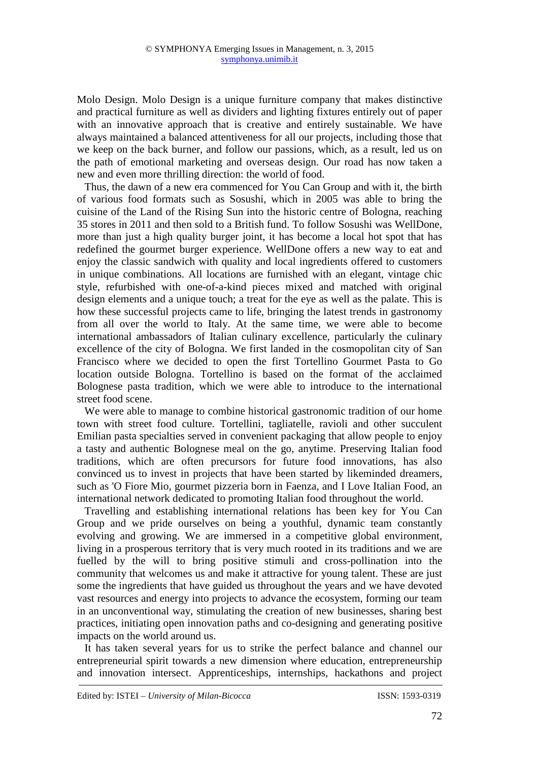Molo Design. Molo Design is a unique furniture company that makes distinctive and practical furniture as well as dividers and lighting fixtures entirely out of paper with an innovative approach that is creative and entirely sustainable. We have always maintained a balanced attentiveness for all our projects, including those that we keep on the back burner, and follow our passions, which, as a result, led us on the path of emotional marketing and overseas design. Our road has now taken a new and even more thrilling direction: the world of food.

Thus, the dawn of a new era commenced for You Can Group and with it, the birth of various food formats such as Sosushi, which in 2005 was able to bring the cuisine of the Land of the Rising Sun into the historic centre of Bologna, reaching 35 stores in 2011 and then sold to a British fund. To follow Sosushi was WellDone, more than just a high quality burger joint, it has become a local hot spot that has redefined the gourmet burger experience. WellDone offers a new way to eat and enjoy the classic sandwich with quality and local ingredients offered to customers in unique combinations. All locations are furnished with an elegant, vintage chic style, refurbished with one-of-a-kind pieces mixed and matched with original design elements and a unique touch; a treat for the eye as well as the palate. This is how these successful projects came to life, bringing the latest trends in gastronomy from all over the world to Italy. At the same time, we were able to become international ambassadors of Italian culinary excellence, particularly the culinary excellence of the city of Bologna. We first landed in the cosmopolitan city of San Francisco where we decided to open the first Tortellino Gourmet Pasta to Go location outside Bologna. Tortellino is based on the format of the acclaimed Bolognese pasta tradition, which we were able to introduce to the international street food scene.

We were able to manage to combine historical gastronomic tradition of our home town with street food culture. Tortellini, tagliatelle, ravioli and other succulent Emilian pasta specialties served in convenient packaging that allow people to enjoy a tasty and authentic Bolognese meal on the go, anytime. Preserving Italian food traditions, which are often precursors for future food innovations, has also convinced us to invest in projects that have been started by likeminded dreamers, such as 'O Fiore Mio, gourmet pizzeria born in Faenza, and I Love Italian Food, an international network dedicated to promoting Italian food throughout the world.

Travelling and establishing international relations has been key for You Can Group and we pride ourselves on being a youthful, dynamic team constantly evolving and growing. We are immersed in a competitive global environment, living in a prosperous territory that is very much rooted in its traditions and we are fuelled by the will to bring positive stimuli and cross-pollination into the community that welcomes us and make it attractive for young talent. These are just some the ingredients that have guided us throughout the years and we have devoted vast resources and energy into projects to advance the ecosystem, forming our team in an unconventional way, stimulating the creation of new businesses, sharing best practices, initiating open innovation paths and co-designing and generating positive impacts on the world around us.

It has taken several years for us to strike the perfect balance and channel our entrepreneurial spirit towards a new dimension where education, entrepreneurship and innovation intersect. Apprenticeships, internships, hackathons and project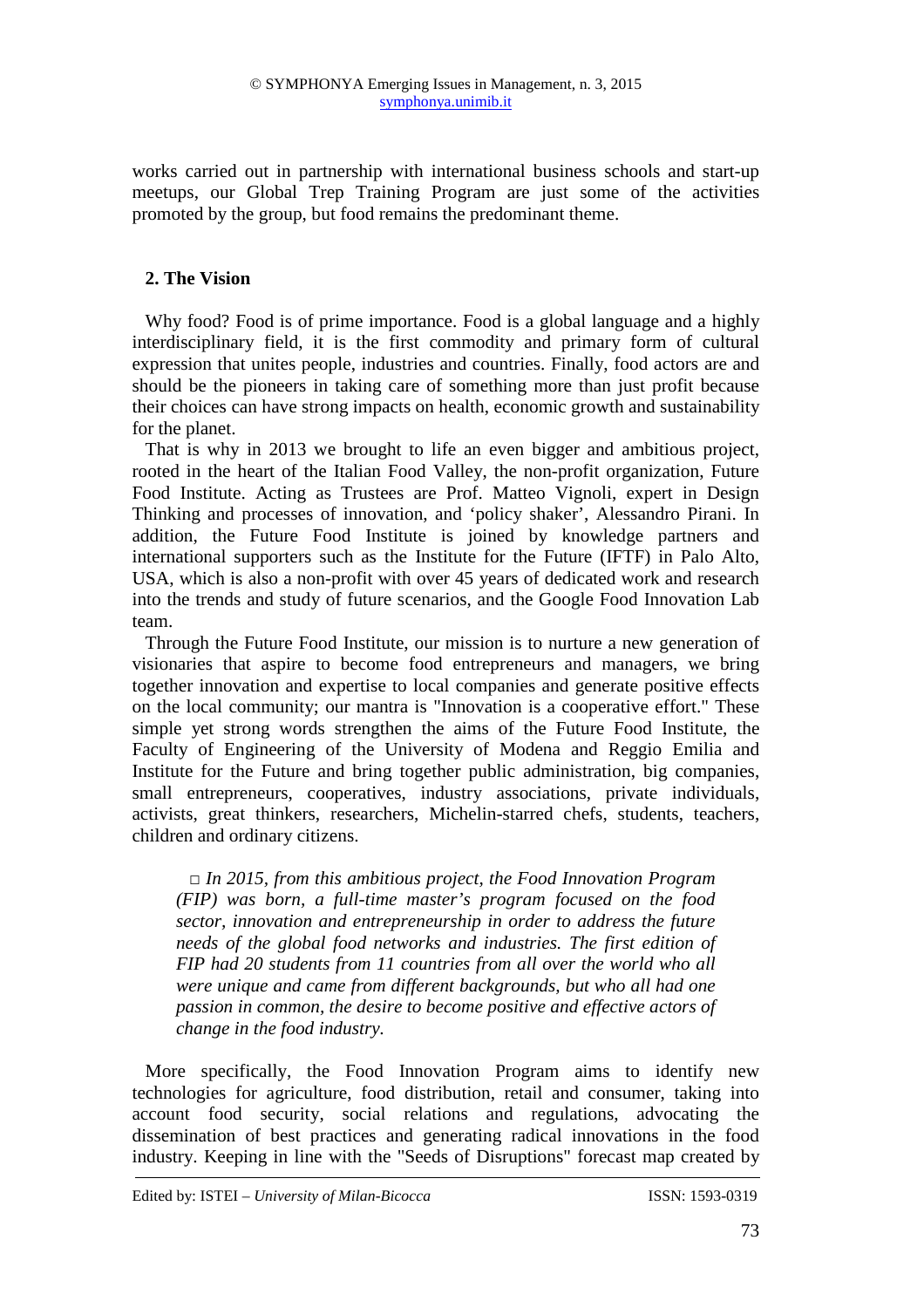works carried out in partnership with international business schools and start-up meetups, our Global Trep Training Program are just some of the activities promoted by the group, but food remains the predominant theme.

## 2. The Vision

Why food? Food is of prime importance. Food is a global language and a highly interdisciplinary field, it is the first commodity and primary form of cultural expression that unites people, industries and countries. Finally, food actors are and should be the pioneers in taking care of something more than just profit because their choices can have strong impacts on health, economic growth and sustainability for the planet.

That is why in 2013 we brought to life an even bigger and ambitious project, rooted in the heart of the Italian Food Valley, the non-profit organization, Future Food Institute. Acting as Trustees are Prof. Matteo Vignoli, expert in Design Thinking and processes of innovation, and 'policy shaker', Alessandro Pirani. In addition, the Future Food Institute is joined by knowledge partners and international supporters such as the Institute for the Future (IFTF) in Palo Alto, USA, which is also a non-profit with over 45 years of dedicated work and research into the trends and study of future scenarios, and the Google Food Innovation Lab team.

Through the Future Food Institute, our mission is to nurture a new generation of visionaries that aspire to become food entrepreneurs and managers, we bring together innovation and expertise to local companies and generate positive effects on the local community; our mantra is "Innovation is a cooperative effort." These simple yet strong words strengthen the aims of the Future Food Institute, the Faculty of Engineering of the University of Modena and Reggio Emilia and Institute for the Future and bring together public administration, big companies, small entrepreneurs, cooperatives, industry associations, private individuals, activists, great thinkers, researchers, Michelin-starred chefs, students, teachers, children and ordinary citizens.

> □ *In 2015, from this ambitious project, the Food Innovation Program (FIP) was born, a full-time master's program focused on the food sector, innovation and entrepreneurship in order to address the future needs of the global food networks and industries. The first edition of FIP had 20 students from 11 countries from all over the world who all were unique and came from different backgrounds, but who all had one passion in common, the desire to become positive and effective actors of change in the food industry.*

More specifically, the Food Innovation Program aims to identify new technologies for agriculture, food distribution, retail and consumer, taking into account food security, social relations and regulations, advocating the dissemination of best practices and generating radical innovations in the food industry. Keeping in line with the "Seeds of Disruptions" forecast map created by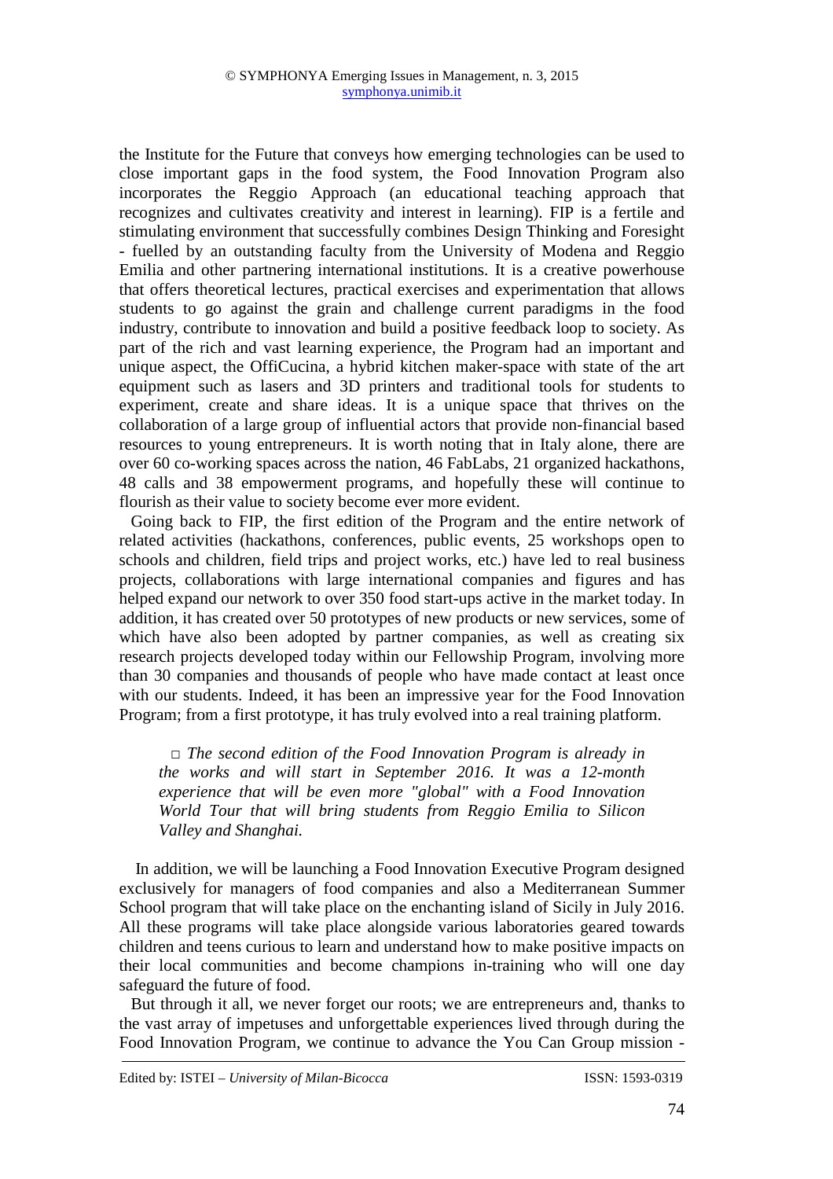the Institute for the Future that conveys how emerging technologies can be used to close important gaps in the food system, the Food Innovation Program also incorporates the Reggio Approach (an educational teaching approach that recognizes and cultivates creativity and interest in learning). FIP is a fertile and stimulating environment that successfully combines Design Thinking and Foresight - fuelled by an outstanding faculty from the University of Modena and Reggio Emilia and other partnering international institutions. It is a creative powerhouse that offers theoretical lectures, practical exercises and experimentation that allows students to go against the grain and challenge current paradigms in the food industry, contribute to innovation and build a positive feedback loop to society. As part of the rich and vast learning experience, the Program had an important and unique aspect, the OffiCucina, a hybrid kitchen maker-space with state of the art equipment such as lasers and 3D printers and traditional tools for students to experiment, create and share ideas. It is a unique space that thrives on the collaboration of a large group of influential actors that provide non-financial based resources to young entrepreneurs. It is worth noting that in Italy alone, there are over 60 co-working spaces across the nation, 46 FabLabs, 21 organized hackathons, 48 calls and 38 empowerment programs, and hopefully these will continue to flourish as their value to society become ever more evident.

Going back to FIP, the first edition of the Program and the entire network of related activities (hackathons, conferences, public events, 25 workshops open to schools and children, field trips and project works, etc.) have led to real business projects, collaborations with large international companies and figures and has helped expand our network to over 350 food start-ups active in the market today. In addition, it has created over 50 prototypes of new products or new services, some of which have also been adopted by partner companies, as well as creating six research projects developed today within our Fellowship Program, involving more than 30 companies and thousands of people who have made contact at least once with our students. Indeed, it has been an impressive year for the Food Innovation Program; from a first prototype, it has truly evolved into a real training platform.

> □ *The second edition of the Food Innovation Program is already in the works and will start in September 2016. It was a 12-month experience that will be even more "global" with a Food Innovation World Tour that will bring students from Reggio Emilia to Silicon Valley and Shanghai.*

In addition, we will be launching a Food Innovation Executive Program designed exclusively for managers of food companies and also a Mediterranean Summer School program that will take place on the enchanting island of Sicily in July 2016. All these programs will take place alongside various laboratories geared towards children and teens curious to learn and understand how to make positive impacts on their local communities and become champions in-training who will one day safeguard the future of food.

But through it all, we never forget our roots; we are entrepreneurs and, thanks to the vast array of impetuses and unforgettable experiences lived through during the Food Innovation Program, we continue to advance the You Can Group mission -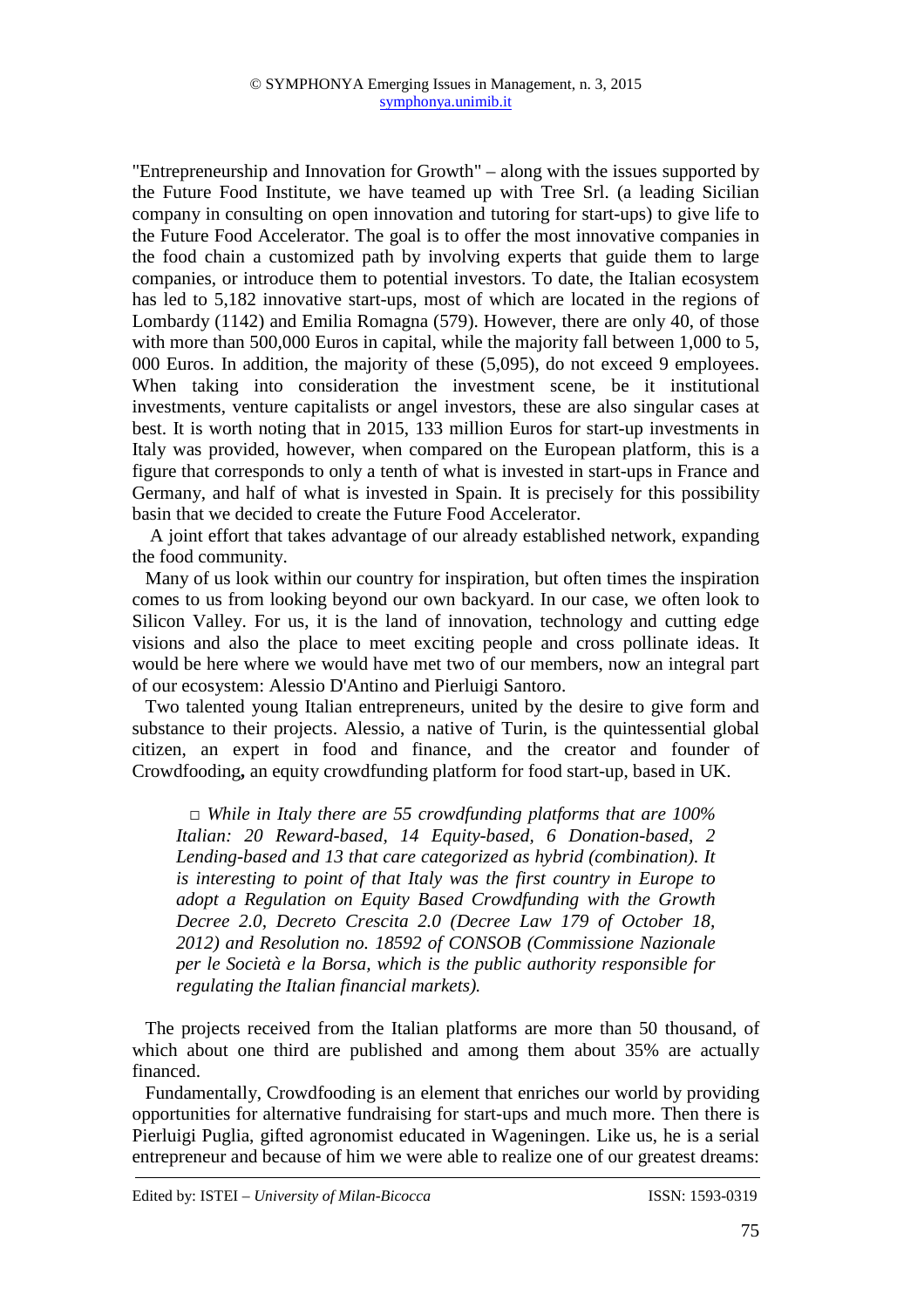"Entrepreneurship and Innovation for Growth" – along with the issues supported by the Future Food Institute, we have teamed up with Tree Srl. (a leading Sicilian company in consulting on open innovation and tutoring for start-ups) to give life to the Future Food Accelerator. The goal is to offer the most innovative companies in the food chain a customized path by involving experts that guide them to large companies, or introduce them to potential investors. To date, the Italian ecosystem has led to 5,182 innovative start-ups, most of which are located in the regions of Lombardy (1142) and Emilia Romagna (579). However, there are only 40, of those with more than 500,000 Euros in capital, while the majority fall between 1,000 to 5, 000 Euros. In addition, the majority of these (5,095), do not exceed 9 employees. When taking into consideration the investment scene, be it institutional investments, venture capitalists or angel investors, these are also singular cases at best. It is worth noting that in 2015, 133 million Euros for start-up investments in Italy was provided, however, when compared on the European platform, this is a figure that corresponds to only a tenth of what is invested in start-ups in France and Germany, and half of what is invested in Spain. It is precisely for this possibility basin that we decided to create the Future Food Accelerator.

A joint effort that takes advantage of our already established network, expanding the food community.

Many of us look within our country for inspiration, but often times the inspiration comes to us from looking beyond our own backyard. In our case, we often look to Silicon Valley. For us, it is the land of innovation, technology and cutting edge visions and also the place to meet exciting people and cross pollinate ideas. It would be here where we would have met two of our members, now an integral part of our ecosystem: Alessio D'Antino and Pierluigi Santoro.

Two talented young Italian entrepreneurs, united by the desire to give form and substance to their projects. Alessio, a native of Turin, is the quintessential global citizen, an expert in food and finance, and the creator and founder of Crowdfooding**,** an equity crowdfunding platform for food start-up, based in UK.

> □ *While in Italy there are 55 crowdfunding platforms that are 100% Italian: 20 Reward-based, 14 Equity-based, 6 Donation-based, 2 Lending-based and 13 that care categorized as hybrid (combination). It is interesting to point of that Italy was the first country in Europe to adopt a Regulation on Equity Based Crowdfunding with the Growth Decree 2.0, Decreto Crescita 2.0 (Decree Law 179 of October 18, 2012) and Resolution no. 18592 of CONSOB (Commissione Nazionale per le Società e la Borsa, which is the public authority responsible for regulating the Italian financial markets).*

The projects received from the Italian platforms are more than 50 thousand, of which about one third are published and among them about 35% are actually financed.

Fundamentally, Crowdfooding is an element that enriches our world by providing opportunities for alternative fundraising for start-ups and much more. Then there is Pierluigi Puglia, gifted agronomist educated in Wageningen. Like us, he is a serial entrepreneur and because of him we were able to realize one of our greatest dreams: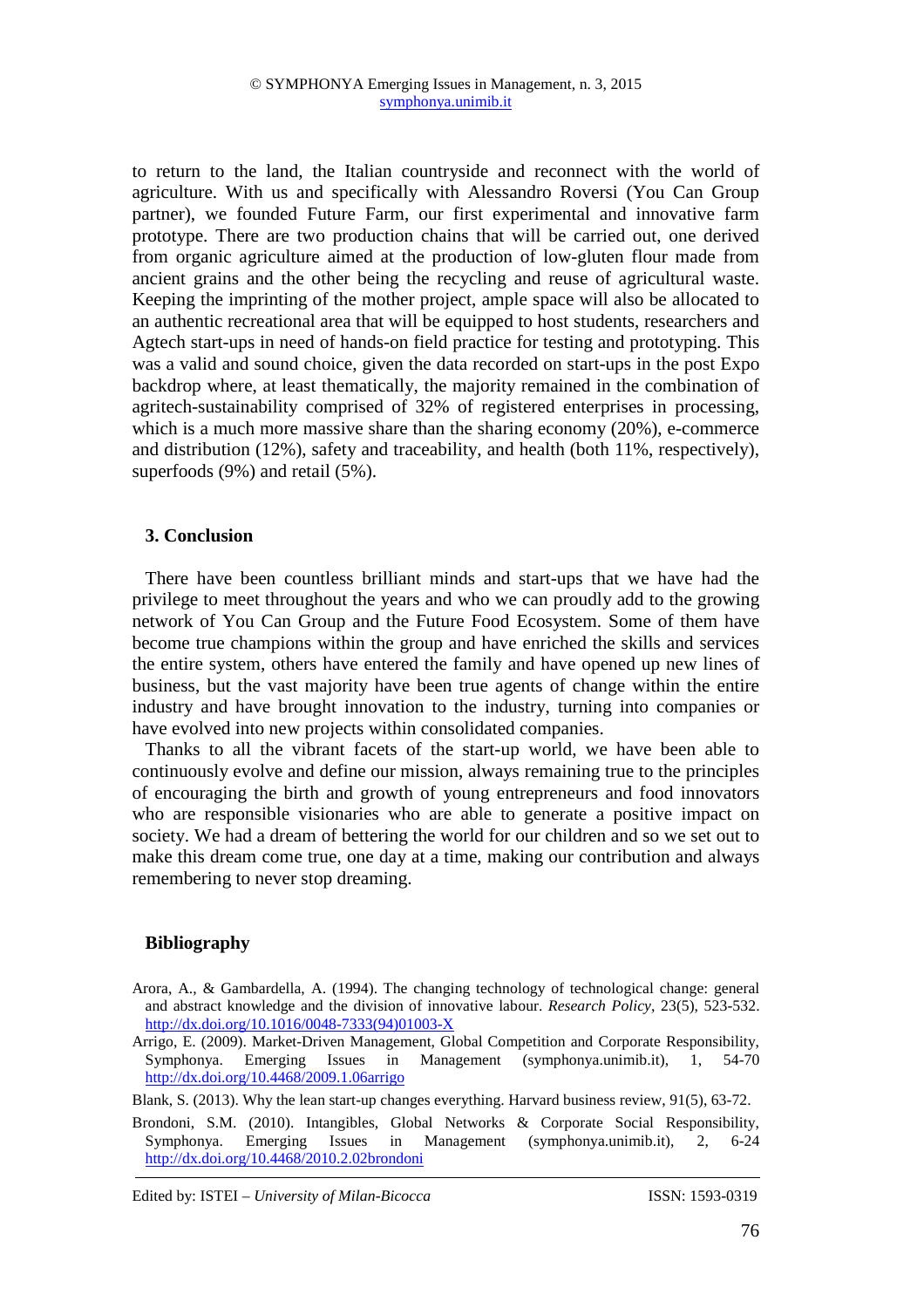to return to the land, the Italian countryside and reconnect with the world of agriculture. With us and specifically with Alessandro Roversi (You Can Group partner), we founded Future Farm, our first experimental and innovative farm prototype. There are two production chains that will be carried out, one derived from organic agriculture aimed at the production of low-gluten flour made from ancient grains and the other being the recycling and reuse of agricultural waste. Keeping the imprinting of the mother project, ample space will also be allocated to an authentic recreational area that will be equipped to host students, researchers and Agtech start-ups in need of hands-on field practice for testing and prototyping. This was a valid and sound choice, given the data recorded on start-ups in the post Expo backdrop where, at least thematically, the majority remained in the combination of agritech-sustainability comprised of 32% of registered enterprises in processing, which is a much more massive share than the sharing economy (20%), e-commerce and distribution (12%), safety and traceability, and health (both 11%, respectively), superfoods (9%) and retail (5%).

## 3. Conclusion

There have been countless brilliant minds and start-ups that we have had the privilege to meet throughout the years and who we can proudly add to the growing network of You Can Group and the Future Food Ecosystem. Some of them have become true champions within the group and have enriched the skills and services the entire system, others have entered the family and have opened up new lines of business, but the vast majority have been true agents of change within the entire industry and have brought innovation to the industry, turning into companies or have evolved into new projects within consolidated companies.

Thanks to all the vibrant facets of the start-up world, we have been able to continuously evolve and define our mission, always remaining true to the principles of encouraging the birth and growth of young entrepreneurs and food innovators who are responsible visionaries who are able to generate a positive impact on society. We had a dream of bettering the world for our children and so we set out to make this dream come true, one day at a time, making our contribution and always remembering to never stop dreaming.

## Bibliography

Arora, A., & Gambardella, A. (1994). The changing technology of technological change: general and abstract knowledge and the division of innovative labour. *Research Policy*, 23(5), 523-532. http://dx.doi.org/10.1016/0048-7333(94)01003-X

Arrigo, E. (2009). Market-Driven Management, Global Competition and Corporate Responsibility, Symphonya. Emerging Issues in Management (symphonya.unimib.it), 1, 54-70 http://dx.doi.org/10.4468/2009.1.06arrigo

Blank, S. (2013). Why the lean start-up changes everything. Harvard business review, 91(5), 63-72.

Brondoni, S.M. (2010). Intangibles, Global Networks & Corporate Social Responsibility, Symphonya. Emerging Issues in Management (symphonya.unimib.it), 2, 6-24 http://dx.doi.org/10.4468/2010.2.02brondoni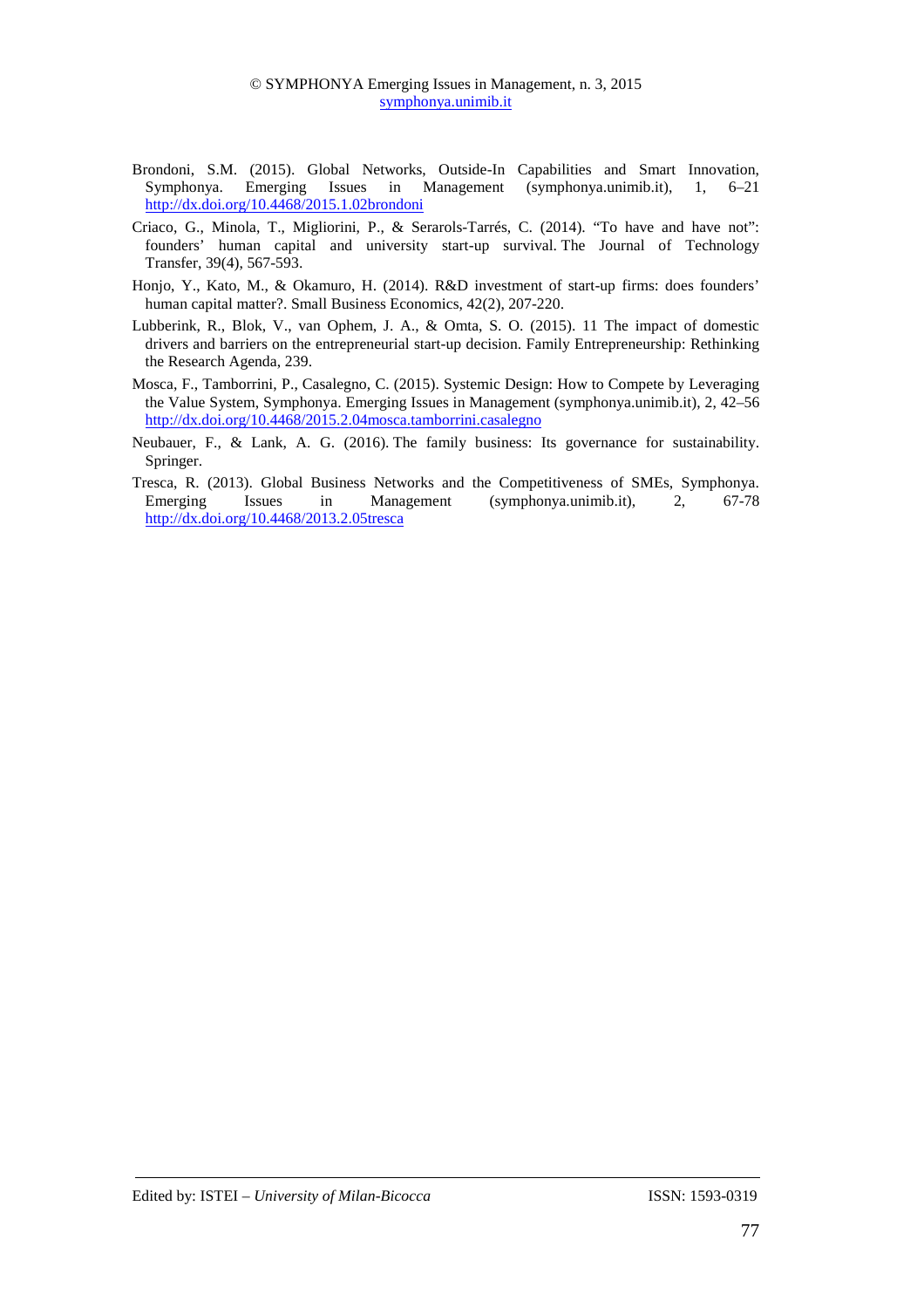Brondoni, S.M. (2015). Global Networks, Outside-In Capabilities and Smart Innovation, Symphonya. Emerging Issues in Management (symphonya.unimib.it), 1, 6–21 http://dx.doi.org/10.4468/2015.1.02brondoni

Criaco, G., Minola, T., Migliorini, P., & Serarols-Tarrés, C. (2014). "To have and have not": founders' human capital and university start-up survival. The Journal of Technology Transfer, 39(4), 567-593.

Honjo, Y., Kato, M., & Okamuro, H. (2014). R&D investment of start-up firms: does founders' human capital matter?. Small Business Economics, 42(2), 207-220.

Lubberink, R., Blok, V., van Ophem, J. A., & Omta, S. O. (2015). 11 The impact of domestic drivers and barriers on the entrepreneurial start-up decision. Family Entrepreneurship: Rethinking the Research Agenda, 239.

Mosca, F., Tamborrini, P., Casalegno, C. (2015). Systemic Design: How to Compete by Leveraging the Value System, Symphonya. Emerging Issues in Management (symphonya.unimib.it), 2, 42–56 http://dx.doi.org/10.4468/2015.2.04mosca.tamborrini.casalegno

Neubauer, F., & Lank, A. G. (2016). The family business: Its governance for sustainability. Springer.

Tresca, R. (2013). Global Business Networks and the Competitiveness of SMEs, Symphonya. Emerging Issues in Management (symphonya.unimib.it), 2, 67-78 http://dx.doi.org/10.4468/2013.2.05tresca